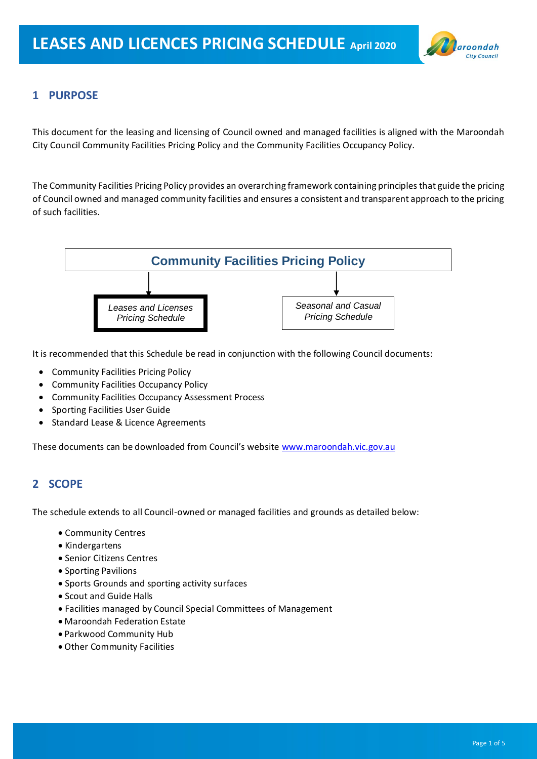# LEASES AND LICENCES PRICING SCHEDULE April 2020

## 1 PURPOSE

This document for the leasing and licensing of Council owned and managed facilities is aligned with the Maroondah City Council Community Facilities Pricing Policy and the Community Facilities Occupancy Policy.

The Community Facilities Pricing Policy provides an overarching framework containing principles that guide the pricing of Council owned and managed community facilities and ensures a consistent and transparent approach to the pricing of such facilities.

**Community Facilities Pricing Policy**

*Leases and Licenses Pricing Schedule*

*Seasonal and Casual Pricing Schedule*

It is recommended that this Schedule be read in conjunction with the following Council documents:

- Community Facilities Pricing Policy
- Community Facilities Occupancy Policy
- Community Facilities Occupancy Assessment Process
- Sporting Facilities User Guide
- Standard Lease & Licence Agreements

These documents can be downloaded from Council's website www.maroondah.vic.gov.au

## 2 SCOPE

The schedule extends to all Council-owned or managed facilities and grounds as detailed below:

- Community Centres
- Kindergartens
- Senior Citizens Centres
- Sporting Pavilions
- Sports Grounds and sporting activity surfaces
- Scout and Guide Halls
- Facilities managed by Council Special Committees of Management
- Maroondah Federation Estate
- Parkwood Community Hub
- Other Community Facilities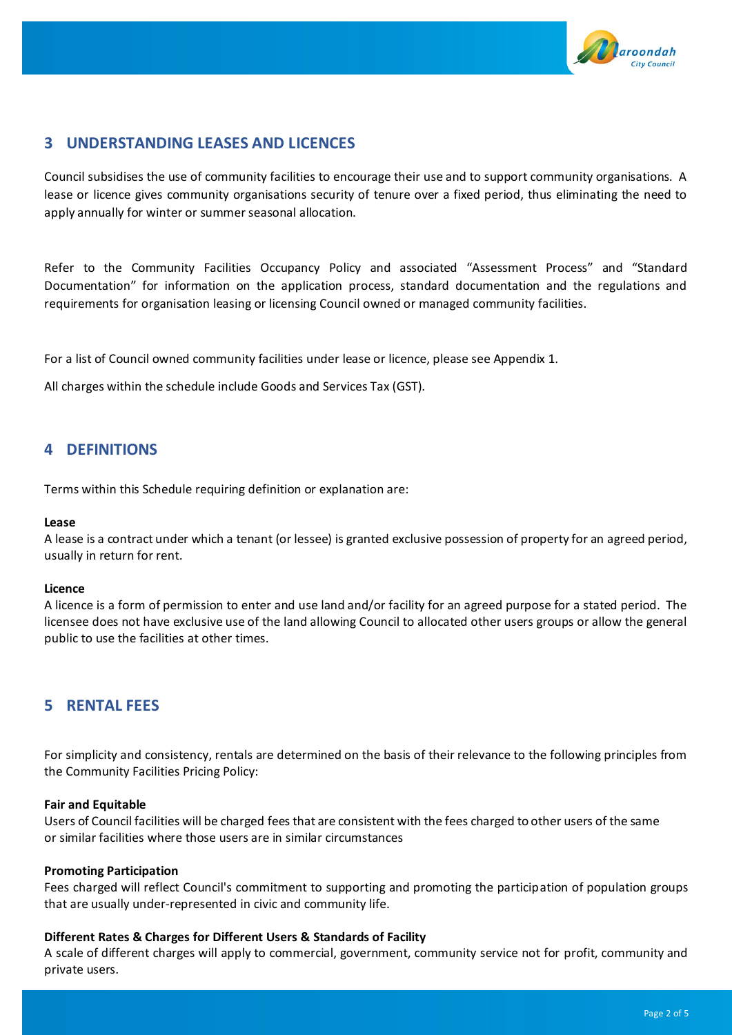## 3 UNDERSTANDING LEASES AND LICENCES

Council subsidises the use of community facilities to encourage their use and to support community organisations. A lease or licence gives community organisations security of tenure over a fixed period, thus eliminating the need to apply annually for winter or summer seasonal allocation.

Refer to the Community Facilities Occupancy Policy and associated "Assessment Process" and "Standard Documentation" for information on the application process, standard documentation and the regulations and requirements for organisation leasing or licensing Council owned or managed community facilities.

For a list of Council owned community facilities under lease or licence, please see Appendix 1.

All charges within the schedule include Goods and Services Tax (GST).

## 4 DEFINITIONS

Terms within this Schedule requiring definition or explanation are:

**Lease**
A lease is a contract under which a tenant (or lessee) is granted exclusive possession of property for an agreed period, usually in return for rent.

**Licence**
A licence is a form of permission to enter and use land and/or facility for an agreed purpose for a stated period. The licensee does not have exclusive use of the land allowing Council to allocated other users groups or allow the general public to use the facilities at other times.

## 5 RENTAL FEES

For simplicity and consistency, rentals are determined on the basis of their relevance to the following principles from the Community Facilities Pricing Policy:

**Fair and Equitable**
Users of Council facilities will be charged fees that are consistent with the fees charged to other users of the same or similar facilities where those users are in similar circumstances

**Promoting Participation**
Fees charged will reflect Council's commitment to supporting and promoting the participation of population groups that are usually under-represented in civic and community life.

**Different Rates & Charges for Different Users & Standards of Facility**
A scale of different charges will apply to commercial, government, community service not for profit, community and private users.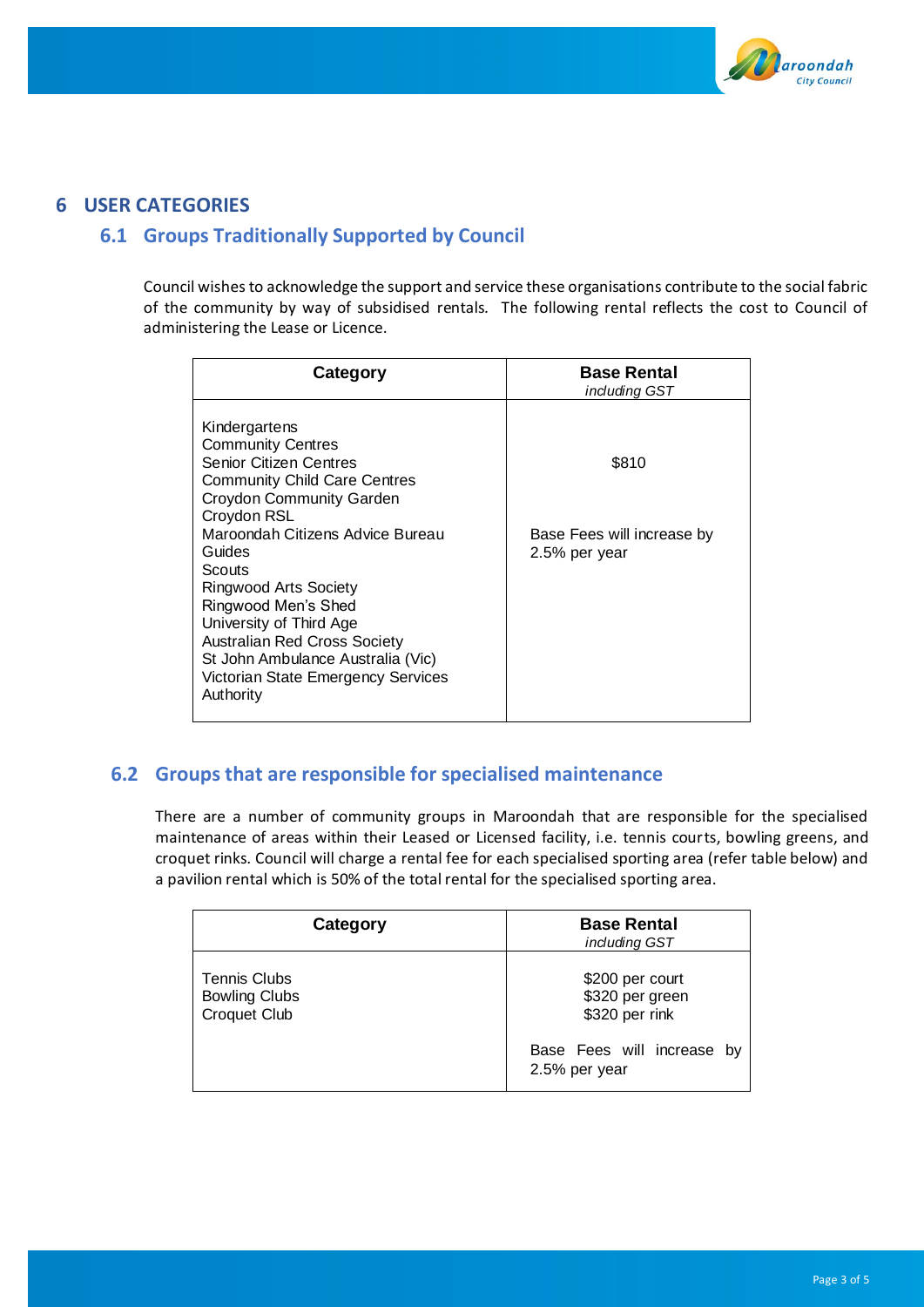# 6 USER CATEGORIES

## 6.1 Groups Traditionally Supported by Council

Council wishes to acknowledge the support and service these organisations contribute to the social fabric of the community by way of subsidised rentals. The following rental reflects the cost to Council of administering the Lease or Licence.

| Category | Base Rental *including GST* |
|---|---|
| Kindergartens<br>Community Centres<br>Senior Citizen Centres<br>Community Child Care Centres<br>Croydon Community Garden<br>Croydon RSL<br>Maroondah Citizens Advice Bureau<br>Guides<br>Scouts<br>Ringwood Arts Society<br>Ringwood Men's Shed<br>University of Third Age<br>Australian Red Cross Society<br>St John Ambulance Australia (Vic)<br>Victorian State Emergency Services Authority | \$810<br><br>Base Fees will increase by 2.5% per year |

## 6.2 Groups that are responsible for specialised maintenance

There are a number of community groups in Maroondah that are responsible for the specialised maintenance of areas within their Leased or Licensed facility, i.e. tennis courts, bowling greens, and croquet rinks. Council will charge a rental fee for each specialised sporting area (refer table below) and a pavilion rental which is 50% of the total rental for the specialised sporting area.

| Category | Base Rental *including GST* |
|---|---|
| Tennis Clubs<br>Bowling Clubs<br>Croquet Club | \$200 per court<br>\$320 per green<br>\$320 per rink<br><br>Base Fees will increase by 2.5% per year |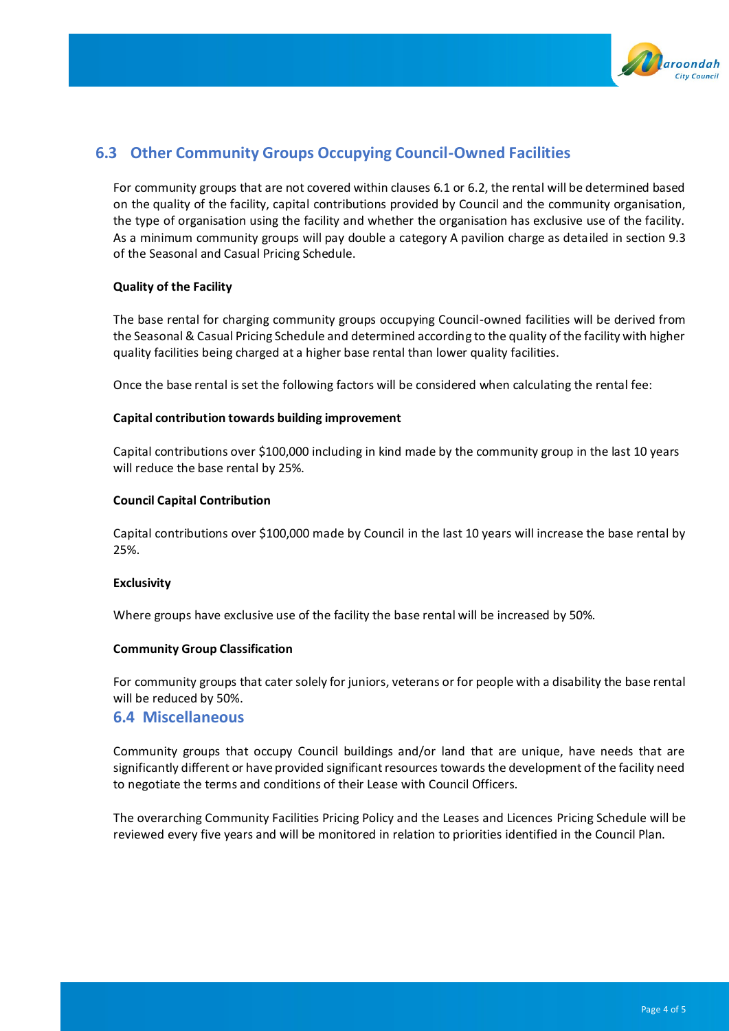## 6.3 Other Community Groups Occupying Council-Owned Facilities

For community groups that are not covered within clauses 6.1 or 6.2, the rental will be determined based on the quality of the facility, capital contributions provided by Council and the community organisation, the type of organisation using the facility and whether the organisation has exclusive use of the facility. As a minimum community groups will pay double a category A pavilion charge as detailed in section 9.3 of the Seasonal and Casual Pricing Schedule.

**Quality of the Facility**

The base rental for charging community groups occupying Council-owned facilities will be derived from the Seasonal & Casual Pricing Schedule and determined according to the quality of the facility with higher quality facilities being charged at a higher base rental than lower quality facilities.

Once the base rental is set the following factors will be considered when calculating the rental fee:

**Capital contribution towards building improvement**

Capital contributions over $100,000 including in kind made by the community group in the last 10 years will reduce the base rental by 25%.

**Council Capital Contribution**

Capital contributions over $100,000 made by Council in the last 10 years will increase the base rental by 25%.

**Exclusivity**

Where groups have exclusive use of the facility the base rental will be increased by 50%.

**Community Group Classification**

For community groups that cater solely for juniors, veterans or for people with a disability the base rental will be reduced by 50%.

## 6.4 Miscellaneous

Community groups that occupy Council buildings and/or land that are unique, have needs that are significantly different or have provided significant resources towards the development of the facility need to negotiate the terms and conditions of their Lease with Council Officers.

The overarching Community Facilities Pricing Policy and the Leases and Licences Pricing Schedule will be reviewed every five years and will be monitored in relation to priorities identified in the Council Plan.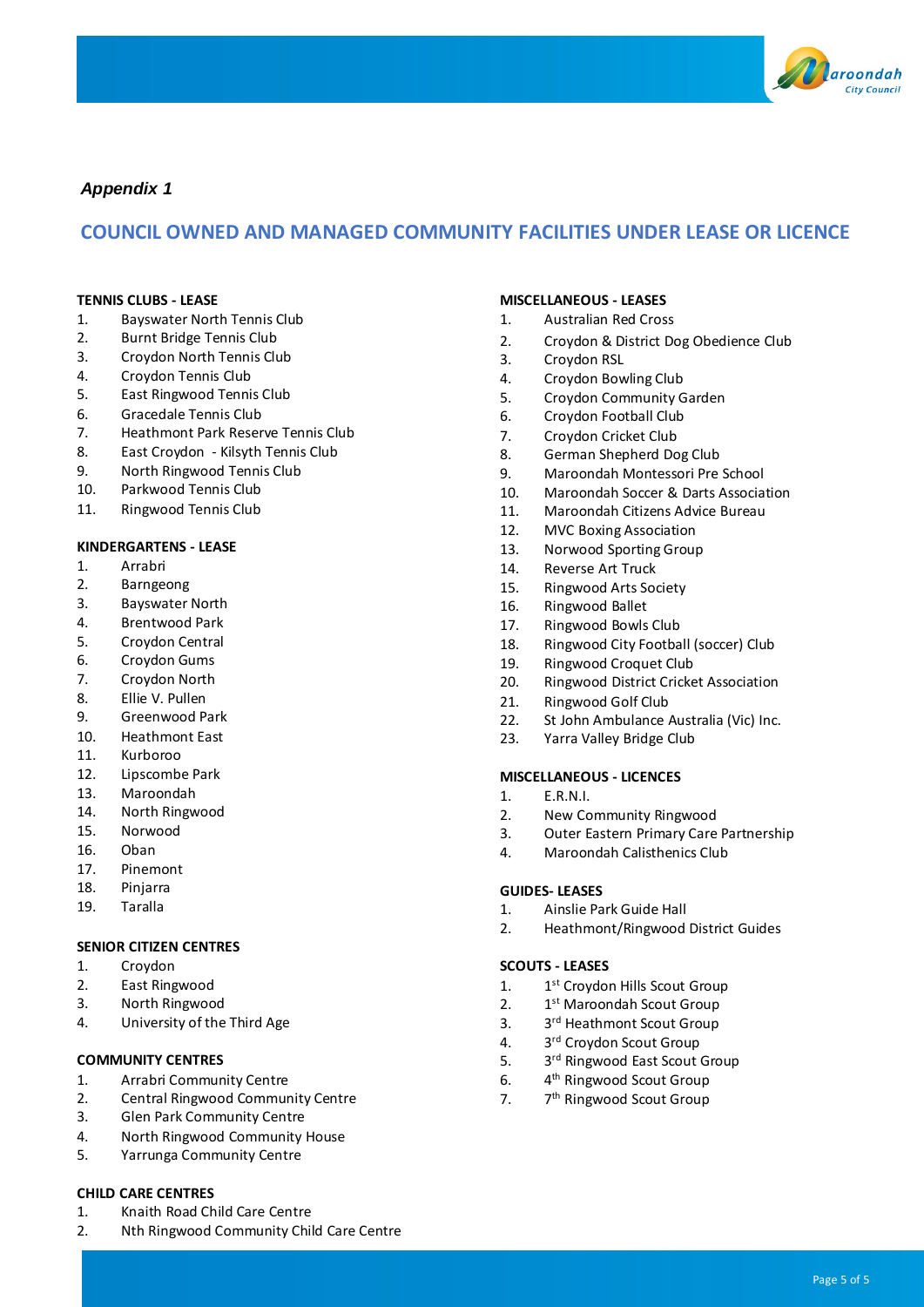*Appendix 1*

## COUNCIL OWNED AND MANAGED COMMUNITY FACILITIES UNDER LEASE OR LICENCE

**TENNIS CLUBS - LEASE**

1. Bayswater North Tennis Club
2. Burnt Bridge Tennis Club
3. Croydon North Tennis Club
4. Croydon Tennis Club
5. East Ringwood Tennis Club
6. Gracedale Tennis Club
7. Heathmont Park Reserve Tennis Club
8. East Croydon - Kilsyth Tennis Club
9. North Ringwood Tennis Club
10. Parkwood Tennis Club
11. Ringwood Tennis Club

**KINDERGARTENS - LEASE**

1. Arrabri
2. Barngeong
3. Bayswater North
4. Brentwood Park
5. Croydon Central
6. Croydon Gums
7. Croydon North
8. Ellie V. Pullen
9. Greenwood Park
10. Heathmont East
11. Kurboroo
12. Lipscombe Park
13. Maroondah
14. North Ringwood
15. Norwood
16. Oban
17. Pinemont
18. Pinjarra
19. Taralla

**SENIOR CITIZEN CENTRES**

1. Croydon
2. East Ringwood
3. North Ringwood
4. University of the Third Age

**COMMUNITY CENTRES**

1. Arrabri Community Centre
2. Central Ringwood Community Centre
3. Glen Park Community Centre
4. North Ringwood Community House
5. Yarrunga Community Centre

**CHILD CARE CENTRES**

1. Knaith Road Child Care Centre
2. Nth Ringwood Community Child Care Centre

**MISCELLANEOUS - LEASES**

1. Australian Red Cross
2. Croydon & District Dog Obedience Club
3. Croydon RSL
4. Croydon Bowling Club
5. Croydon Community Garden
6. Croydon Football Club
7. Croydon Cricket Club
8. German Shepherd Dog Club
9. Maroondah Montessori Pre School
10. Maroondah Soccer & Darts Association
11. Maroondah Citizens Advice Bureau
12. MVC Boxing Association
13. Norwood Sporting Group
14. Reverse Art Truck
15. Ringwood Arts Society
16. Ringwood Ballet
17. Ringwood Bowls Club
18. Ringwood City Football (soccer) Club
19. Ringwood Croquet Club
20. Ringwood District Cricket Association
21. Ringwood Golf Club
22. St John Ambulance Australia (Vic) Inc.
23. Yarra Valley Bridge Club

**MISCELLANEOUS - LICENCES**

1. E.R.N.I.
2. New Community Ringwood
3. Outer Eastern Primary Care Partnership
4. Maroondah Calisthenics Club

**GUIDES- LEASES**

1. Ainslie Park Guide Hall
2. Heathmont/Ringwood District Guides

**SCOUTS - LEASES**

1. 1st Croydon Hills Scout Group
2. 1st Maroondah Scout Group
3. 3rd Heathmont Scout Group
4. 3rd Croydon Scout Group
5. 3rd Ringwood East Scout Group
6. 4th Ringwood Scout Group
7. 7th Ringwood Scout Group